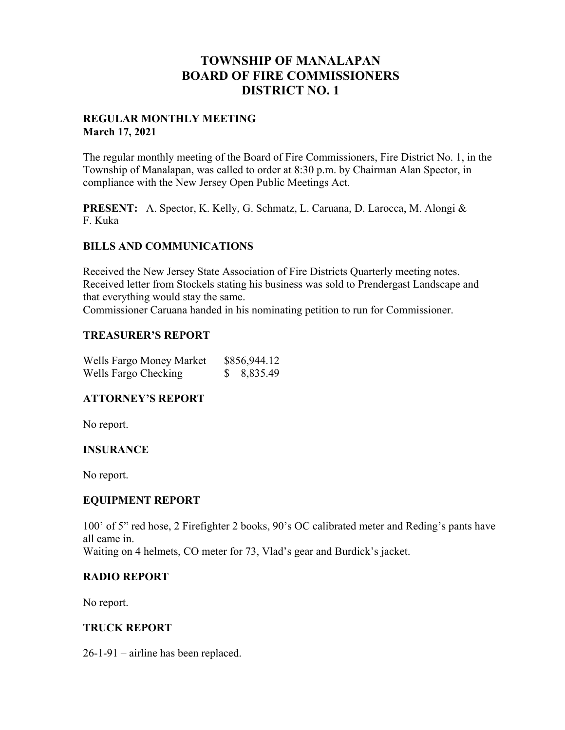# TOWNSHIP OF MANALAPAN
# BOARD OF FIRE COMMISSIONERS
# DISTRICT NO. 1

**REGULAR MONTHLY MEETING**
**March 17, 2021**

The regular monthly meeting of the Board of Fire Commissioners, Fire District No. 1, in the Township of Manalapan, was called to order at 8:30 p.m. by Chairman Alan Spector, in compliance with the New Jersey Open Public Meetings Act.

**PRESENT:** A. Spector, K. Kelly, G. Schmatz, L. Caruana, D. Larocca, M. Alongi & F. Kuka

## BILLS AND COMMUNICATIONS

Received the New Jersey State Association of Fire Districts Quarterly meeting notes.
Received letter from Stockels stating his business was sold to Prendergast Landscape and that everything would stay the same.
Commissioner Caruana handed in his nominating petition to run for Commissioner.

## TREASURER'S REPORT

| | |
|---|---|
| Wells Fargo Money Market | $856,944.12 |
| Wells Fargo Checking | $ 8,835.49 |

## ATTORNEY'S REPORT

No report.

## INSURANCE

No report.

## EQUIPMENT REPORT

100' of 5" red hose, 2 Firefighter 2 books, 90's OC calibrated meter and Reding's pants have all came in.
Waiting on 4 helmets, CO meter for 73, Vlad's gear and Burdick's jacket.

## RADIO REPORT

No report.

## TRUCK REPORT

26-1-91 – airline has been replaced.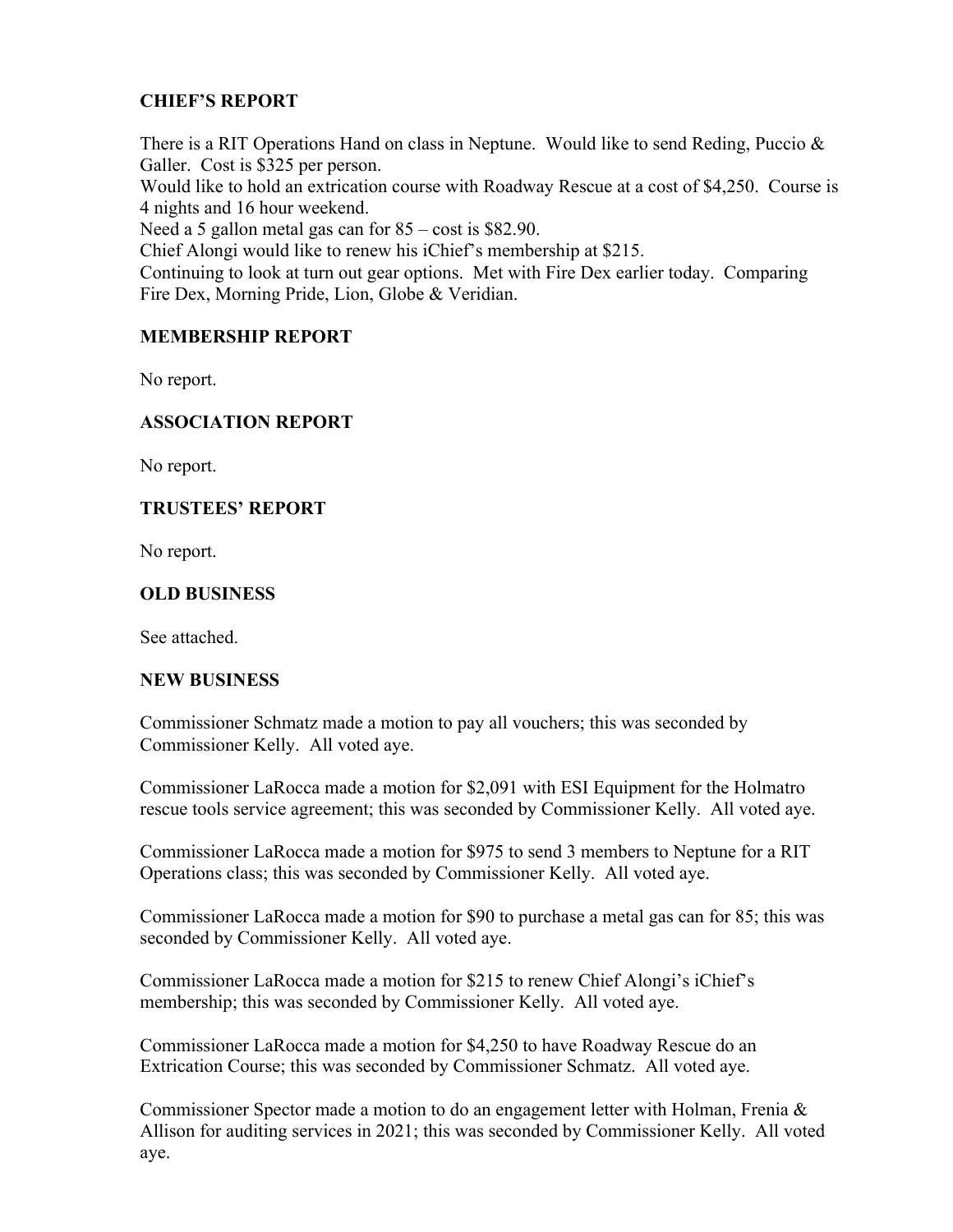## CHIEF'S REPORT

There is a RIT Operations Hand on class in Neptune. Would like to send Reding, Puccio & Galler. Cost is $325 per person.
Would like to hold an extrication course with Roadway Rescue at a cost of $4,250. Course is 4 nights and 16 hour weekend.
Need a 5 gallon metal gas can for 85 – cost is $82.90.
Chief Alongi would like to renew his iChief's membership at $215.
Continuing to look at turn out gear options. Met with Fire Dex earlier today. Comparing Fire Dex, Morning Pride, Lion, Globe & Veridian.

## MEMBERSHIP REPORT

No report.

## ASSOCIATION REPORT

No report.

## TRUSTEES' REPORT

No report.

## OLD BUSINESS

See attached.

## NEW BUSINESS

Commissioner Schmatz made a motion to pay all vouchers; this was seconded by Commissioner Kelly. All voted aye.

Commissioner LaRocca made a motion for $2,091 with ESI Equipment for the Holmatro rescue tools service agreement; this was seconded by Commissioner Kelly. All voted aye.

Commissioner LaRocca made a motion for $975 to send 3 members to Neptune for a RIT Operations class; this was seconded by Commissioner Kelly. All voted aye.

Commissioner LaRocca made a motion for $90 to purchase a metal gas can for 85; this was seconded by Commissioner Kelly. All voted aye.

Commissioner LaRocca made a motion for $215 to renew Chief Alongi's iChief's membership; this was seconded by Commissioner Kelly. All voted aye.

Commissioner LaRocca made a motion for $4,250 to have Roadway Rescue do an Extrication Course; this was seconded by Commissioner Schmatz. All voted aye.

Commissioner Spector made a motion to do an engagement letter with Holman, Frenia & Allison for auditing services in 2021; this was seconded by Commissioner Kelly. All voted aye.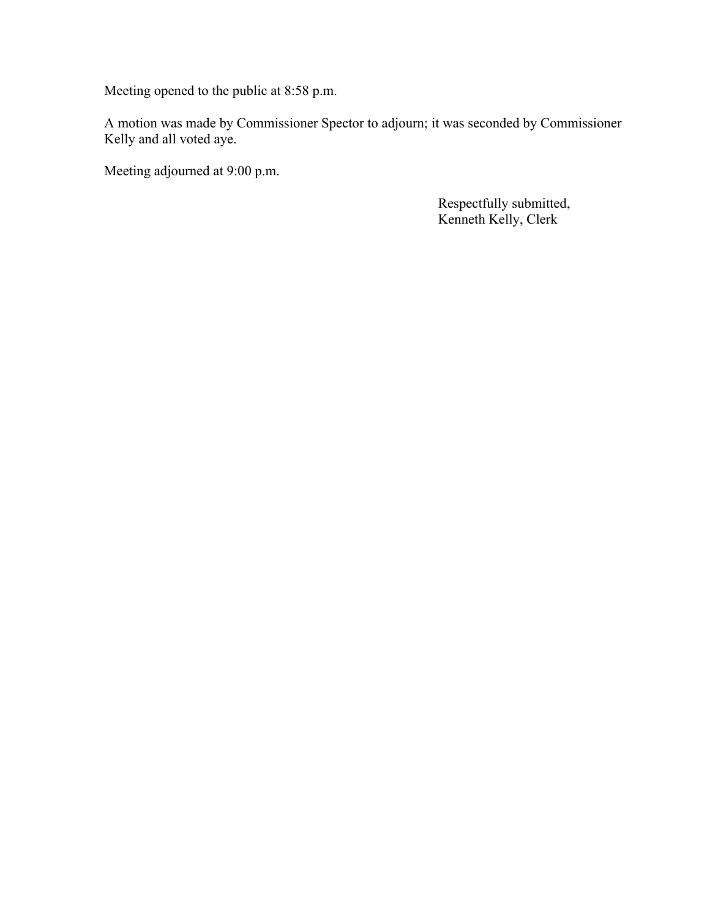Meeting opened to the public at 8:58 p.m.

A motion was made by Commissioner Spector to adjourn; it was seconded by Commissioner Kelly and all voted aye.

Meeting adjourned at 9:00 p.m.

Respectfully submitted,
Kenneth Kelly, Clerk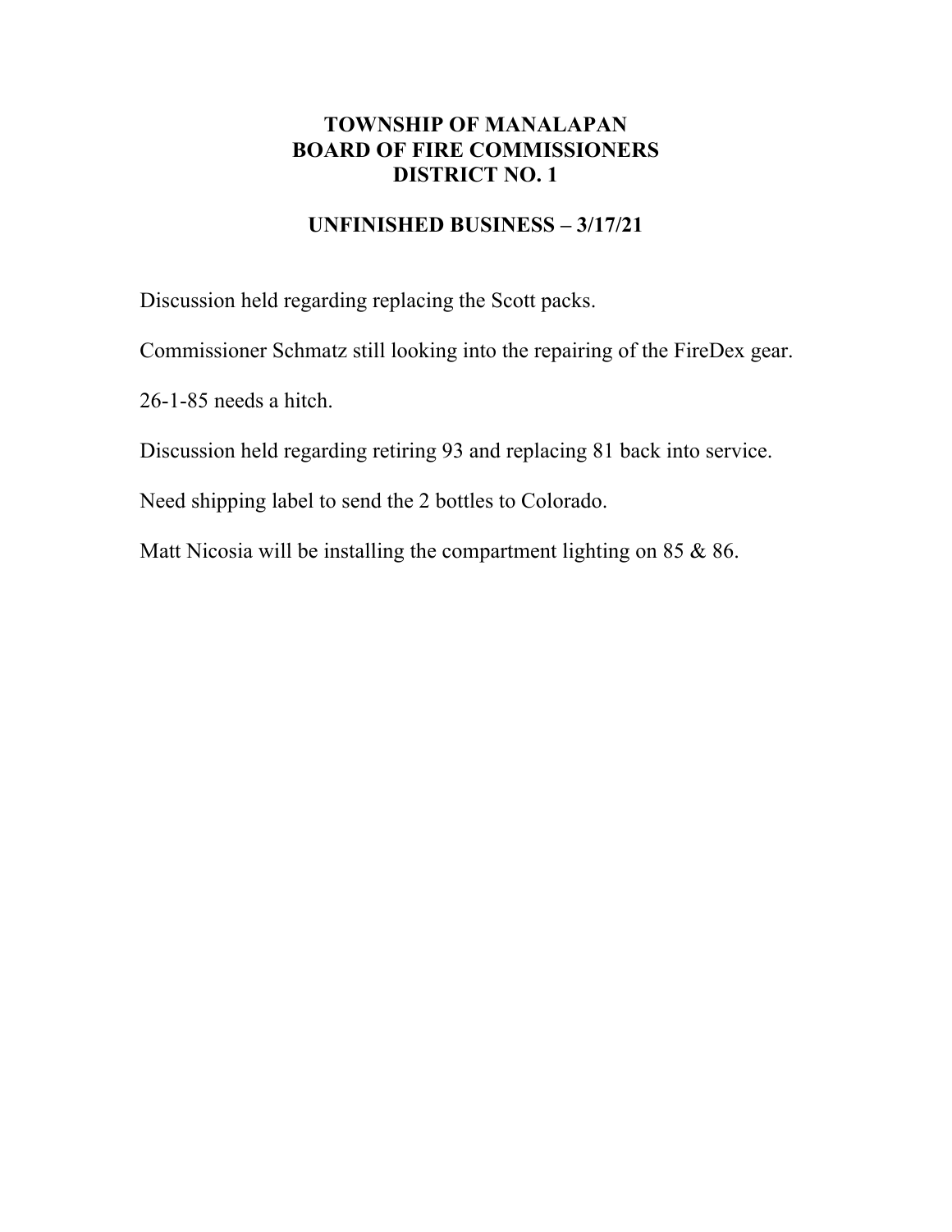# TOWNSHIP OF MANALAPAN
# BOARD OF FIRE COMMISSIONERS
# DISTRICT NO. 1

## UNFINISHED BUSINESS – 3/17/21

Discussion held regarding replacing the Scott packs.

Commissioner Schmatz still looking into the repairing of the FireDex gear.

26-1-85 needs a hitch.

Discussion held regarding retiring 93 and replacing 81 back into service.

Need shipping label to send the 2 bottles to Colorado.

Matt Nicosia will be installing the compartment lighting on 85 & 86.